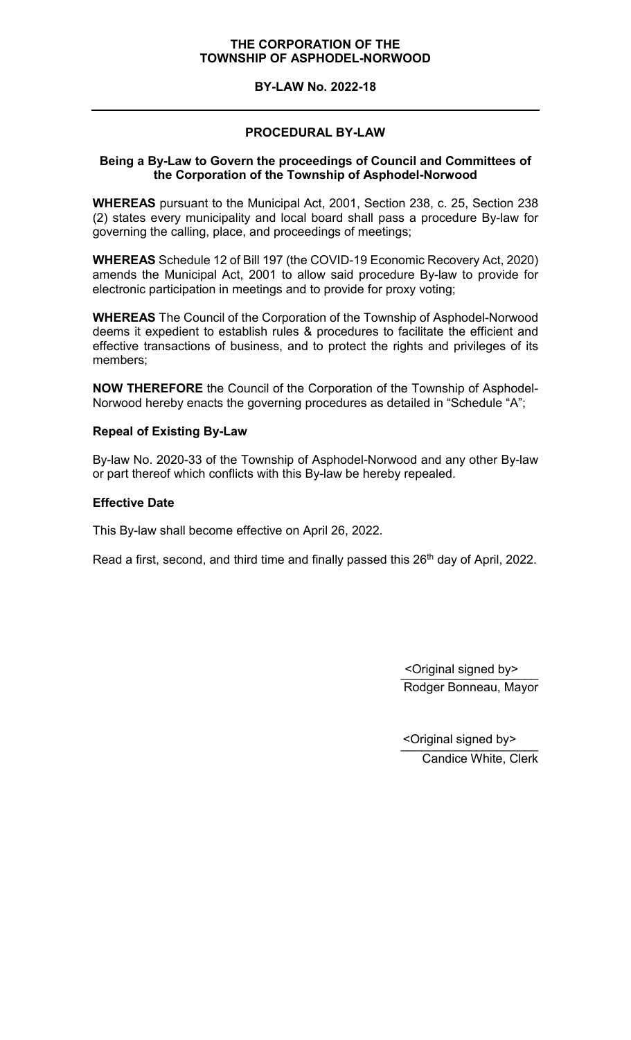**THE CORPORATION OF THE**
**TOWNSHIP OF ASPHODEL-NORWOOD**

**BY-LAW No. 2022-18**

---

## PROCEDURAL BY-LAW

### Being a By-Law to Govern the proceedings of Council and Committees of the Corporation of the Township of Asphodel-Norwood

**WHEREAS** pursuant to the Municipal Act, 2001, Section 238, c. 25, Section 238 (2) states every municipality and local board shall pass a procedure By-law for governing the calling, place, and proceedings of meetings;

**WHEREAS** Schedule 12 of Bill 197 (the COVID-19 Economic Recovery Act, 2020) amends the Municipal Act, 2001 to allow said procedure By-law to provide for electronic participation in meetings and to provide for proxy voting;

**WHEREAS** The Council of the Corporation of the Township of Asphodel-Norwood deems it expedient to establish rules & procedures to facilitate the efficient and effective transactions of business, and to protect the rights and privileges of its members;

**NOW THEREFORE** the Council of the Corporation of the Township of Asphodel-Norwood hereby enacts the governing procedures as detailed in "Schedule "A";

**Repeal of Existing By-Law**

By-law No. 2020-33 of the Township of Asphodel-Norwood and any other By-law or part thereof which conflicts with this By-law be hereby repealed.

**Effective Date**

This By-law shall become effective on April 26, 2022.

Read a first, second, and third time and finally passed this 26th day of April, 2022.

<Original signed by>
Rodger Bonneau, Mayor

<Original signed by>
Candice White, Clerk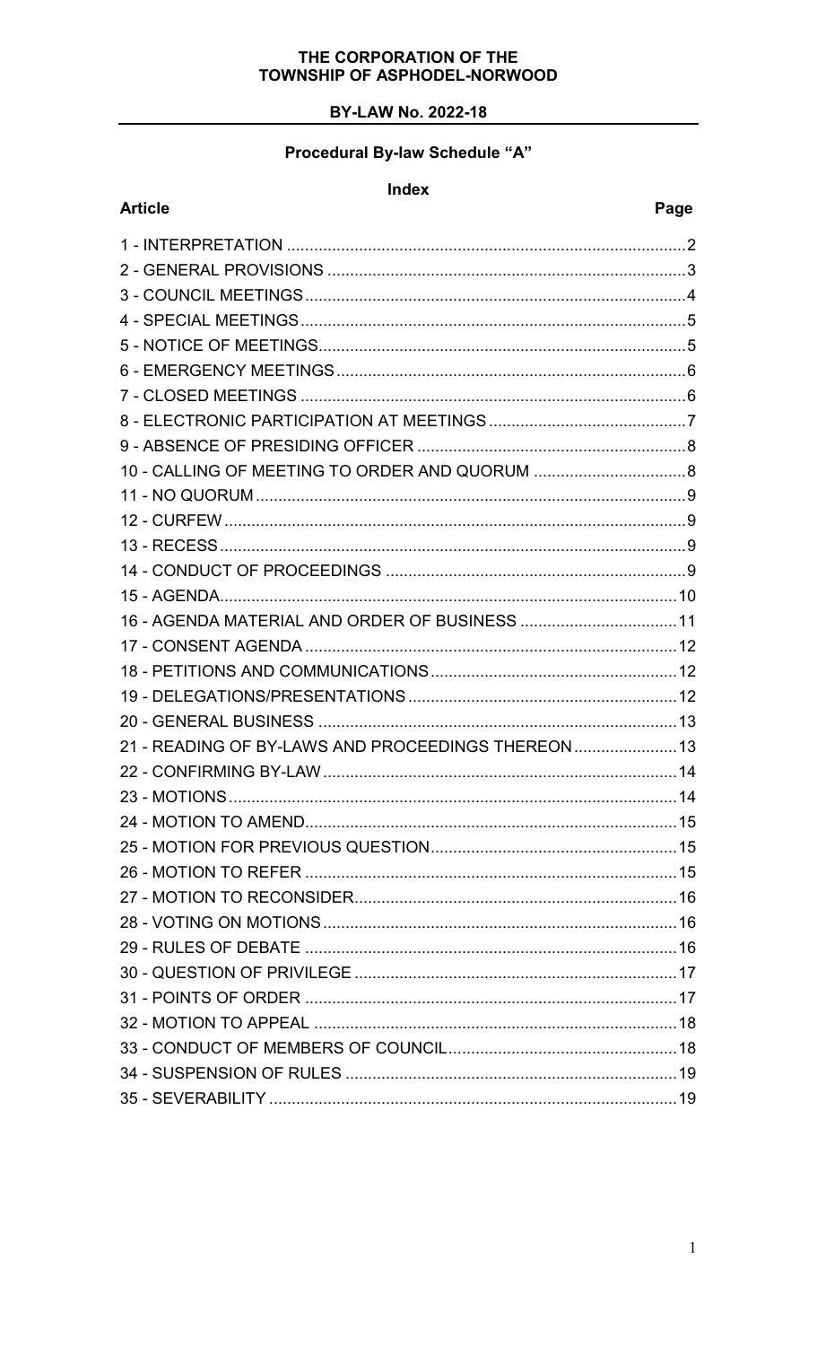**THE CORPORATION OF THE**
**TOWNSHIP OF ASPHODEL-NORWOOD**

**BY-LAW No. 2022-18**

## Procedural By-law Schedule "A"

### Index

| Article | Page |
|---|---|
| 1 - INTERPRETATION | 2 |
| 2 - GENERAL PROVISIONS | 3 |
| 3 - COUNCIL MEETINGS | 4 |
| 4 - SPECIAL MEETINGS | 5 |
| 5 - NOTICE OF MEETINGS | 5 |
| 6 - EMERGENCY MEETINGS | 6 |
| 7 - CLOSED MEETINGS | 6 |
| 8 - ELECTRONIC PARTICIPATION AT MEETINGS | 7 |
| 9 - ABSENCE OF PRESIDING OFFICER | 8 |
| 10 - CALLING OF MEETING TO ORDER AND QUORUM | 8 |
| 11 - NO QUORUM | 9 |
| 12 - CURFEW | 9 |
| 13 - RECESS | 9 |
| 14 - CONDUCT OF PROCEEDINGS | 9 |
| 15 - AGENDA | 10 |
| 16 - AGENDA MATERIAL AND ORDER OF BUSINESS | 11 |
| 17 - CONSENT AGENDA | 12 |
| 18 - PETITIONS AND COMMUNICATIONS | 12 |
| 19 - DELEGATIONS/PRESENTATIONS | 12 |
| 20 - GENERAL BUSINESS | 13 |
| 21 - READING OF BY-LAWS AND PROCEEDINGS THEREON | 13 |
| 22 - CONFIRMING BY-LAW | 14 |
| 23 - MOTIONS | 14 |
| 24 - MOTION TO AMEND | 15 |
| 25 - MOTION FOR PREVIOUS QUESTION | 15 |
| 26 - MOTION TO REFER | 15 |
| 27 - MOTION TO RECONSIDER | 16 |
| 28 - VOTING ON MOTIONS | 16 |
| 29 - RULES OF DEBATE | 16 |
| 30 - QUESTION OF PRIVILEGE | 17 |
| 31 - POINTS OF ORDER | 17 |
| 32 - MOTION TO APPEAL | 18 |
| 33 - CONDUCT OF MEMBERS OF COUNCIL | 18 |
| 34 - SUSPENSION OF RULES | 19 |
| 35 - SEVERABILITY | 19 |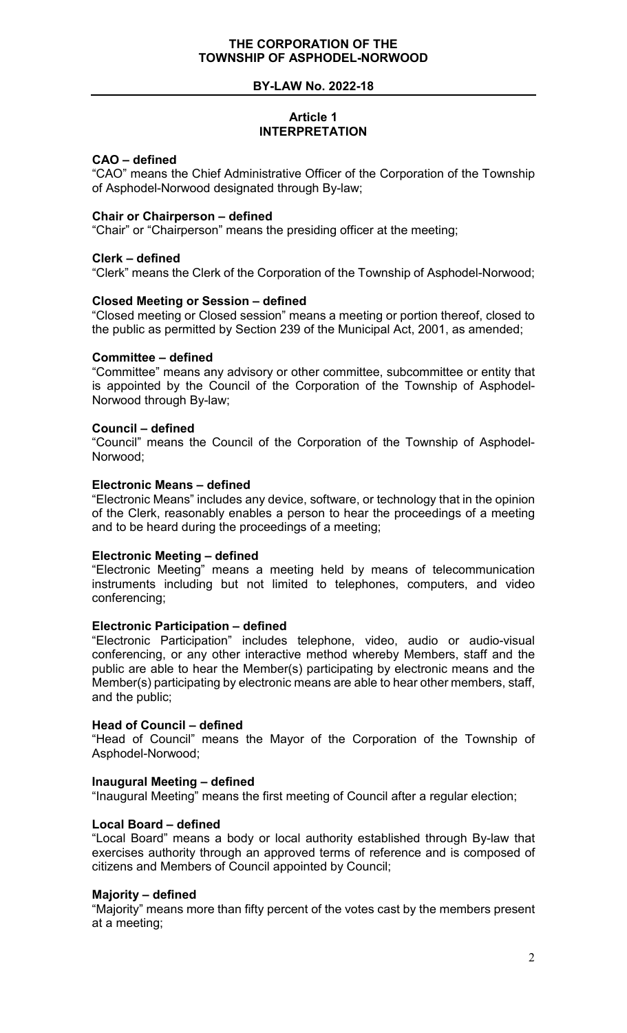**THE CORPORATION OF THE**
**TOWNSHIP OF ASPHODEL-NORWOOD**

**BY-LAW No. 2022-18**

## Article 1
## INTERPRETATION

**CAO – defined**
"CAO" means the Chief Administrative Officer of the Corporation of the Township of Asphodel-Norwood designated through By-law;

**Chair or Chairperson – defined**
"Chair" or "Chairperson" means the presiding officer at the meeting;

**Clerk – defined**
"Clerk" means the Clerk of the Corporation of the Township of Asphodel-Norwood;

**Closed Meeting or Session – defined**
"Closed meeting or Closed session" means a meeting or portion thereof, closed to the public as permitted by Section 239 of the Municipal Act, 2001, as amended;

**Committee – defined**
"Committee" means any advisory or other committee, subcommittee or entity that is appointed by the Council of the Corporation of the Township of Asphodel-Norwood through By-law;

**Council – defined**
"Council" means the Council of the Corporation of the Township of Asphodel-Norwood;

**Electronic Means – defined**
"Electronic Means" includes any device, software, or technology that in the opinion of the Clerk, reasonably enables a person to hear the proceedings of a meeting and to be heard during the proceedings of a meeting;

**Electronic Meeting – defined**
"Electronic Meeting" means a meeting held by means of telecommunication instruments including but not limited to telephones, computers, and video conferencing;

**Electronic Participation – defined**
"Electronic Participation" includes telephone, video, audio or audio-visual conferencing, or any other interactive method whereby Members, staff and the public are able to hear the Member(s) participating by electronic means and the Member(s) participating by electronic means are able to hear other members, staff, and the public;

**Head of Council – defined**
"Head of Council" means the Mayor of the Corporation of the Township of Asphodel-Norwood;

**Inaugural Meeting – defined**
"Inaugural Meeting" means the first meeting of Council after a regular election;

**Local Board – defined**
"Local Board" means a body or local authority established through By-law that exercises authority through an approved terms of reference and is composed of citizens and Members of Council appointed by Council;

**Majority – defined**
"Majority" means more than fifty percent of the votes cast by the members present at a meeting;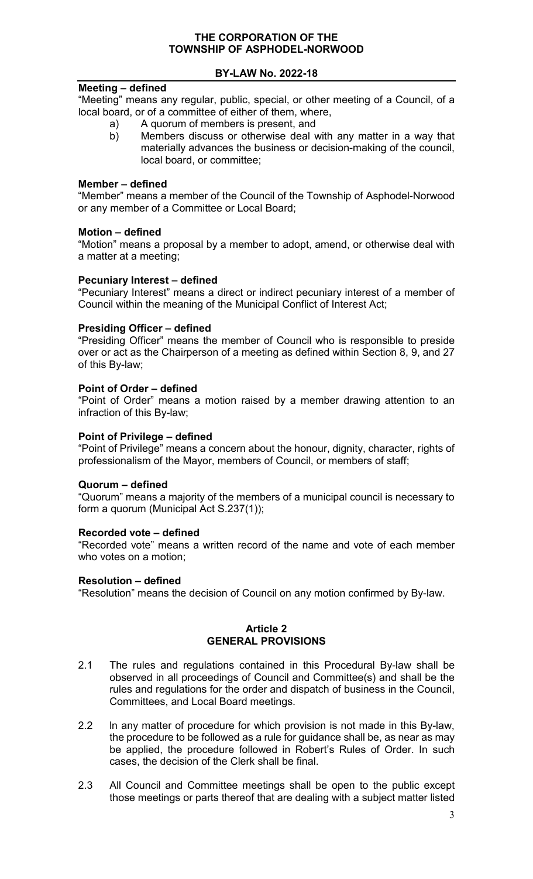**THE CORPORATION OF THE TOWNSHIP OF ASPHODEL-NORWOOD**

**BY-LAW No. 2022-18**

**Meeting – defined**
"Meeting" means any regular, public, special, or other meeting of a Council, of a local board, or of a committee of either of them, where,

a) A quorum of members is present, and
b) Members discuss or otherwise deal with any matter in a way that materially advances the business or decision-making of the council, local board, or committee;

**Member – defined**
"Member" means a member of the Council of the Township of Asphodel-Norwood or any member of a Committee or Local Board;

**Motion – defined**
"Motion" means a proposal by a member to adopt, amend, or otherwise deal with a matter at a meeting;

**Pecuniary Interest – defined**
"Pecuniary Interest" means a direct or indirect pecuniary interest of a member of Council within the meaning of the Municipal Conflict of Interest Act;

**Presiding Officer – defined**
"Presiding Officer" means the member of Council who is responsible to preside over or act as the Chairperson of a meeting as defined within Section 8, 9, and 27 of this By-law;

**Point of Order – defined**
"Point of Order" means a motion raised by a member drawing attention to an infraction of this By-law;

**Point of Privilege – defined**
"Point of Privilege" means a concern about the honour, dignity, character, rights of professionalism of the Mayor, members of Council, or members of staff;

**Quorum – defined**
"Quorum" means a majority of the members of a municipal council is necessary to form a quorum (Municipal Act S.237(1));

**Recorded vote – defined**
"Recorded vote" means a written record of the name and vote of each member who votes on a motion;

**Resolution – defined**
"Resolution" means the decision of Council on any motion confirmed by By-law.

## Article 2
## GENERAL PROVISIONS

2.1 The rules and regulations contained in this Procedural By-law shall be observed in all proceedings of Council and Committee(s) and shall be the rules and regulations for the order and dispatch of business in the Council, Committees, and Local Board meetings.

2.2 In any matter of procedure for which provision is not made in this By-law, the procedure to be followed as a rule for guidance shall be, as near as may be applied, the procedure followed in Robert's Rules of Order. In such cases, the decision of the Clerk shall be final.

2.3 All Council and Committee meetings shall be open to the public except those meetings or parts thereof that are dealing with a subject matter listed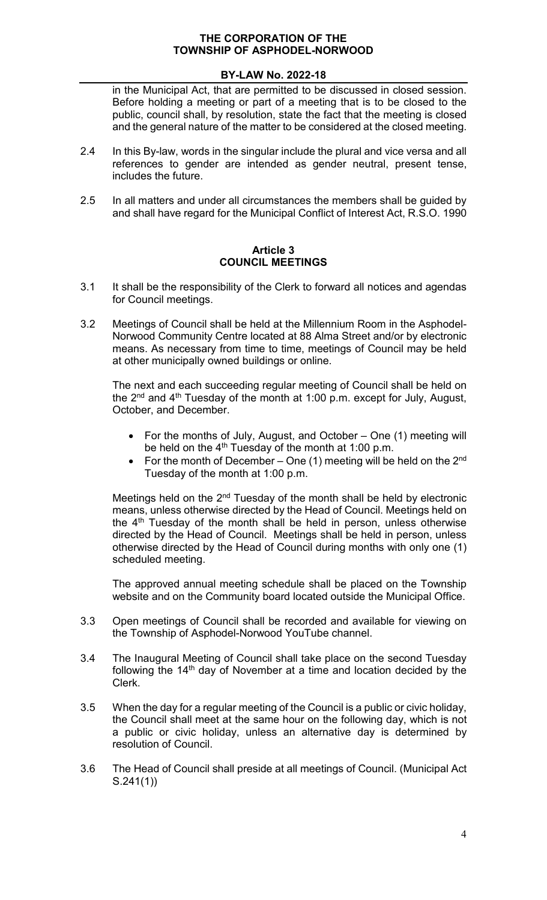in the Municipal Act, that are permitted to be discussed in closed session. Before holding a meeting or part of a meeting that is to be closed to the public, council shall, by resolution, state the fact that the meeting is closed and the general nature of the matter to be considered at the closed meeting.

2.4 In this By-law, words in the singular include the plural and vice versa and all references to gender are intended as gender neutral, present tense, includes the future.

2.5 In all matters and under all circumstances the members shall be guided by and shall have regard for the Municipal Conflict of Interest Act, R.S.O. 1990

## Article 3
## COUNCIL MEETINGS

3.1 It shall be the responsibility of the Clerk to forward all notices and agendas for Council meetings.

3.2 Meetings of Council shall be held at the Millennium Room in the Asphodel-Norwood Community Centre located at 88 Alma Street and/or by electronic means. As necessary from time to time, meetings of Council may be held at other municipally owned buildings or online.

The next and each succeeding regular meeting of Council shall be held on the 2nd and 4th Tuesday of the month at 1:00 p.m. except for July, August, October, and December.

- For the months of July, August, and October – One (1) meeting will be held on the 4th Tuesday of the month at 1:00 p.m.
- For the month of December – One (1) meeting will be held on the 2nd Tuesday of the month at 1:00 p.m.

Meetings held on the 2nd Tuesday of the month shall be held by electronic means, unless otherwise directed by the Head of Council. Meetings held on the 4th Tuesday of the month shall be held in person, unless otherwise directed by the Head of Council. Meetings shall be held in person, unless otherwise directed by the Head of Council during months with only one (1) scheduled meeting.

The approved annual meeting schedule shall be placed on the Township website and on the Community board located outside the Municipal Office.

3.3 Open meetings of Council shall be recorded and available for viewing on the Township of Asphodel-Norwood YouTube channel.

3.4 The Inaugural Meeting of Council shall take place on the second Tuesday following the 14th day of November at a time and location decided by the Clerk.

3.5 When the day for a regular meeting of the Council is a public or civic holiday, the Council shall meet at the same hour on the following day, which is not a public or civic holiday, unless an alternative day is determined by resolution of Council.

3.6 The Head of Council shall preside at all meetings of Council. (Municipal Act S.241(1))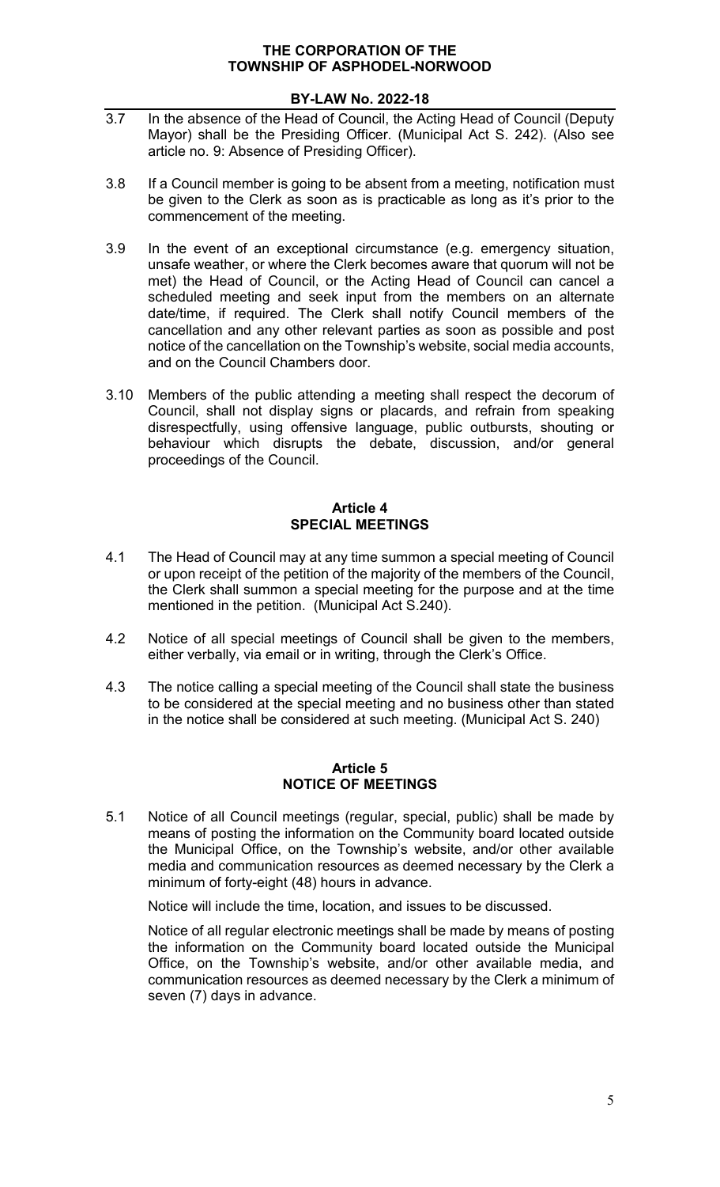3.7 In the absence of the Head of Council, the Acting Head of Council (Deputy Mayor) shall be the Presiding Officer. (Municipal Act S. 242). (Also see article no. 9: Absence of Presiding Officer).

3.8 If a Council member is going to be absent from a meeting, notification must be given to the Clerk as soon as is practicable as long as it's prior to the commencement of the meeting.

3.9 In the event of an exceptional circumstance (e.g. emergency situation, unsafe weather, or where the Clerk becomes aware that quorum will not be met) the Head of Council, or the Acting Head of Council can cancel a scheduled meeting and seek input from the members on an alternate date/time, if required. The Clerk shall notify Council members of the cancellation and any other relevant parties as soon as possible and post notice of the cancellation on the Township's website, social media accounts, and on the Council Chambers door.

3.10 Members of the public attending a meeting shall respect the decorum of Council, shall not display signs or placards, and refrain from speaking disrespectfully, using offensive language, public outbursts, shouting or behaviour which disrupts the debate, discussion, and/or general proceedings of the Council.

## Article 4
## SPECIAL MEETINGS

4.1 The Head of Council may at any time summon a special meeting of Council or upon receipt of the petition of the majority of the members of the Council, the Clerk shall summon a special meeting for the purpose and at the time mentioned in the petition. (Municipal Act S.240).

4.2 Notice of all special meetings of Council shall be given to the members, either verbally, via email or in writing, through the Clerk's Office.

4.3 The notice calling a special meeting of the Council shall state the business to be considered at the special meeting and no business other than stated in the notice shall be considered at such meeting. (Municipal Act S. 240)

## Article 5
## NOTICE OF MEETINGS

5.1 Notice of all Council meetings (regular, special, public) shall be made by means of posting the information on the Community board located outside the Municipal Office, on the Township's website, and/or other available media and communication resources as deemed necessary by the Clerk a minimum of forty-eight (48) hours in advance.

Notice will include the time, location, and issues to be discussed.

Notice of all regular electronic meetings shall be made by means of posting the information on the Community board located outside the Municipal Office, on the Township's website, and/or other available media, and communication resources as deemed necessary by the Clerk a minimum of seven (7) days in advance.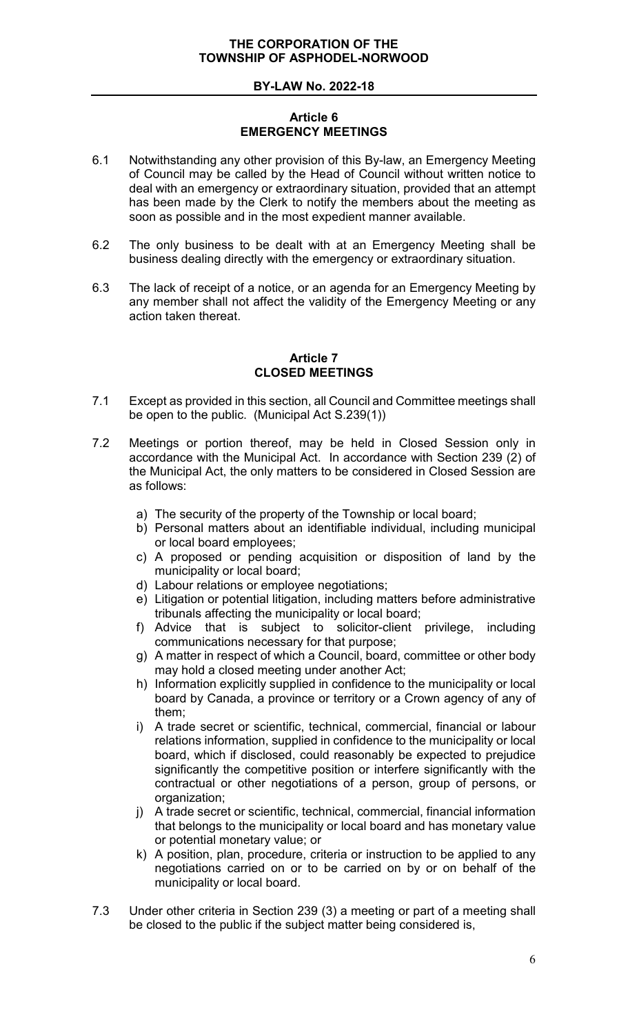## Article 6
## EMERGENCY MEETINGS

6.1 Notwithstanding any other provision of this By-law, an Emergency Meeting of Council may be called by the Head of Council without written notice to deal with an emergency or extraordinary situation, provided that an attempt has been made by the Clerk to notify the members about the meeting as soon as possible and in the most expedient manner available.

6.2 The only business to be dealt with at an Emergency Meeting shall be business dealing directly with the emergency or extraordinary situation.

6.3 The lack of receipt of a notice, or an agenda for an Emergency Meeting by any member shall not affect the validity of the Emergency Meeting or any action taken thereat.

## Article 7
## CLOSED MEETINGS

7.1 Except as provided in this section, all Council and Committee meetings shall be open to the public. (Municipal Act S.239(1))

7.2 Meetings or portion thereof, may be held in Closed Session only in accordance with the Municipal Act. In accordance with Section 239 (2) of the Municipal Act, the only matters to be considered in Closed Session are as follows:

a) The security of the property of the Township or local board;
b) Personal matters about an identifiable individual, including municipal or local board employees;
c) A proposed or pending acquisition or disposition of land by the municipality or local board;
d) Labour relations or employee negotiations;
e) Litigation or potential litigation, including matters before administrative tribunals affecting the municipality or local board;
f) Advice that is subject to solicitor-client privilege, including communications necessary for that purpose;
g) A matter in respect of which a Council, board, committee or other body may hold a closed meeting under another Act;
h) Information explicitly supplied in confidence to the municipality or local board by Canada, a province or territory or a Crown agency of any of them;
i) A trade secret or scientific, technical, commercial, financial or labour relations information, supplied in confidence to the municipality or local board, which if disclosed, could reasonably be expected to prejudice significantly the competitive position or interfere significantly with the contractual or other negotiations of a person, group of persons, or organization;
j) A trade secret or scientific, technical, commercial, financial information that belongs to the municipality or local board and has monetary value or potential monetary value; or
k) A position, plan, procedure, criteria or instruction to be applied to any negotiations carried on or to be carried on by or on behalf of the municipality or local board.

7.3 Under other criteria in Section 239 (3) a meeting or part of a meeting shall be closed to the public if the subject matter being considered is,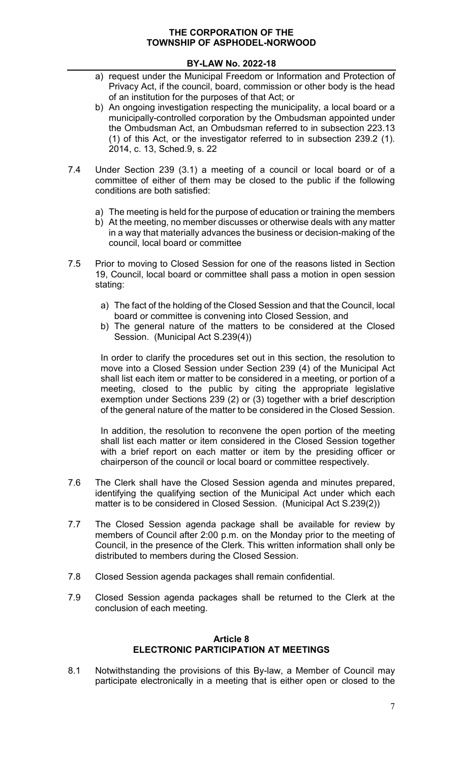a) request under the Municipal Freedom or Information and Protection of Privacy Act, if the council, board, commission or other body is the head of an institution for the purposes of that Act; or
b) An ongoing investigation respecting the municipality, a local board or a municipally-controlled corporation by the Ombudsman appointed under the Ombudsman Act, an Ombudsman referred to in subsection 223.13 (1) of this Act, or the investigator referred to in subsection 239.2 (1). 2014, c. 13, Sched.9, s. 22

7.4 Under Section 239 (3.1) a meeting of a council or local board or of a committee of either of them may be closed to the public if the following conditions are both satisfied:

a) The meeting is held for the purpose of education or training the members
b) At the meeting, no member discusses or otherwise deals with any matter in a way that materially advances the business or decision-making of the council, local board or committee

7.5 Prior to moving to Closed Session for one of the reasons listed in Section 19, Council, local board or committee shall pass a motion in open session stating:

a) The fact of the holding of the Closed Session and that the Council, local board or committee is convening into Closed Session, and
b) The general nature of the matters to be considered at the Closed Session. (Municipal Act S.239(4))

In order to clarify the procedures set out in this section, the resolution to move into a Closed Session under Section 239 (4) of the Municipal Act shall list each item or matter to be considered in a meeting, or portion of a meeting, closed to the public by citing the appropriate legislative exemption under Sections 239 (2) or (3) together with a brief description of the general nature of the matter to be considered in the Closed Session.

In addition, the resolution to reconvene the open portion of the meeting shall list each matter or item considered in the Closed Session together with a brief report on each matter or item by the presiding officer or chairperson of the council or local board or committee respectively.

7.6 The Clerk shall have the Closed Session agenda and minutes prepared, identifying the qualifying section of the Municipal Act under which each matter is to be considered in Closed Session. (Municipal Act S.239(2))

7.7 The Closed Session agenda package shall be available for review by members of Council after 2:00 p.m. on the Monday prior to the meeting of Council, in the presence of the Clerk. This written information shall only be distributed to members during the Closed Session.

7.8 Closed Session agenda packages shall remain confidential.

7.9 Closed Session agenda packages shall be returned to the Clerk at the conclusion of each meeting.

## Article 8
## ELECTRONIC PARTICIPATION AT MEETINGS

8.1 Notwithstanding the provisions of this By-law, a Member of Council may participate electronically in a meeting that is either open or closed to the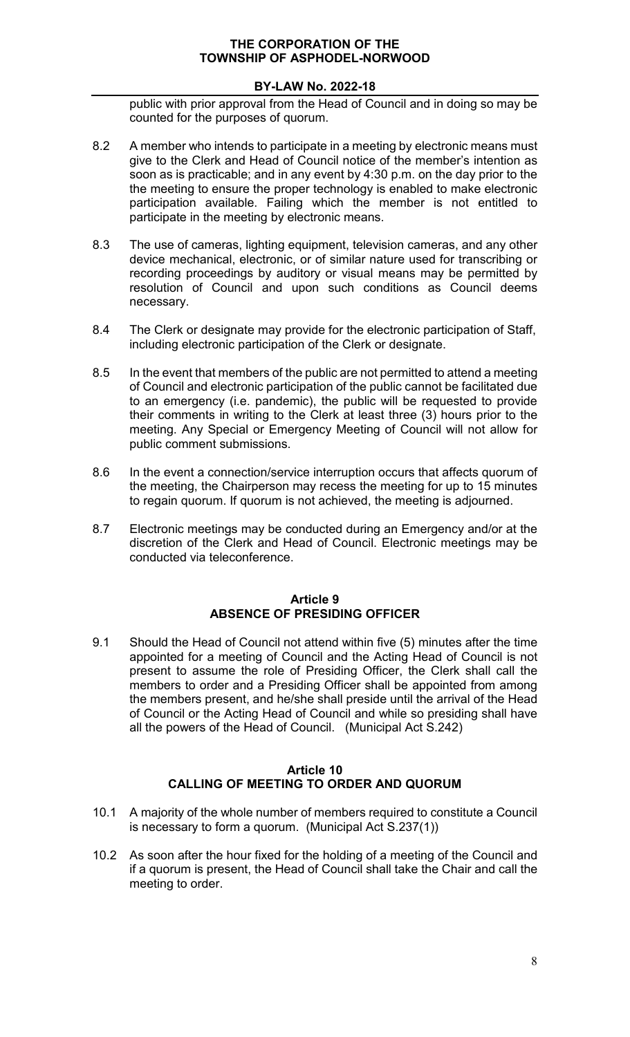public with prior approval from the Head of Council and in doing so may be counted for the purposes of quorum.

8.2 A member who intends to participate in a meeting by electronic means must give to the Clerk and Head of Council notice of the member's intention as soon as is practicable; and in any event by 4:30 p.m. on the day prior to the the meeting to ensure the proper technology is enabled to make electronic participation available. Failing which the member is not entitled to participate in the meeting by electronic means.

8.3 The use of cameras, lighting equipment, television cameras, and any other device mechanical, electronic, or of similar nature used for transcribing or recording proceedings by auditory or visual means may be permitted by resolution of Council and upon such conditions as Council deems necessary.

8.4 The Clerk or designate may provide for the electronic participation of Staff, including electronic participation of the Clerk or designate.

8.5 In the event that members of the public are not permitted to attend a meeting of Council and electronic participation of the public cannot be facilitated due to an emergency (i.e. pandemic), the public will be requested to provide their comments in writing to the Clerk at least three (3) hours prior to the meeting. Any Special or Emergency Meeting of Council will not allow for public comment submissions.

8.6 In the event a connection/service interruption occurs that affects quorum of the meeting, the Chairperson may recess the meeting for up to 15 minutes to regain quorum. If quorum is not achieved, the meeting is adjourned.

8.7 Electronic meetings may be conducted during an Emergency and/or at the discretion of the Clerk and Head of Council. Electronic meetings may be conducted via teleconference.

## Article 9
## ABSENCE OF PRESIDING OFFICER

9.1 Should the Head of Council not attend within five (5) minutes after the time appointed for a meeting of Council and the Acting Head of Council is not present to assume the role of Presiding Officer, the Clerk shall call the members to order and a Presiding Officer shall be appointed from among the members present, and he/she shall preside until the arrival of the Head of Council or the Acting Head of Council and while so presiding shall have all the powers of the Head of Council. (Municipal Act S.242)

## Article 10
## CALLING OF MEETING TO ORDER AND QUORUM

10.1 A majority of the whole number of members required to constitute a Council is necessary to form a quorum. (Municipal Act S.237(1))

10.2 As soon after the hour fixed for the holding of a meeting of the Council and if a quorum is present, the Head of Council shall take the Chair and call the meeting to order.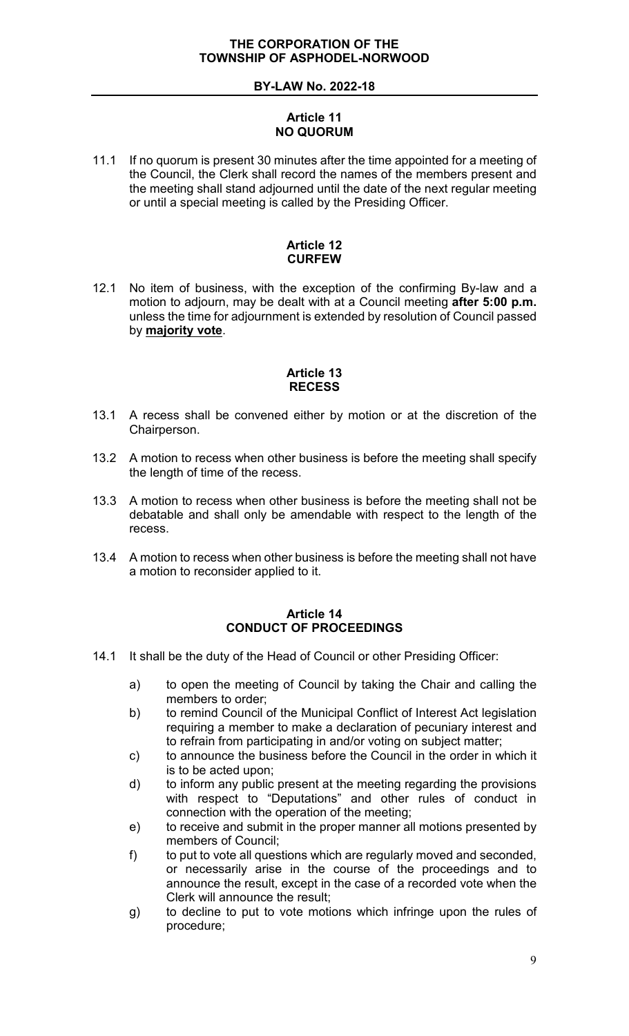## Article 11
## NO QUORUM

11.1 If no quorum is present 30 minutes after the time appointed for a meeting of the Council, the Clerk shall record the names of the members present and the meeting shall stand adjourned until the date of the next regular meeting or until a special meeting is called by the Presiding Officer.

## Article 12
## CURFEW

12.1 No item of business, with the exception of the confirming By-law and a motion to adjourn, may be dealt with at a Council meeting **after 5:00 p.m.** unless the time for adjournment is extended by resolution of Council passed by **majority vote**.

## Article 13
## RECESS

13.1 A recess shall be convened either by motion or at the discretion of the Chairperson.

13.2 A motion to recess when other business is before the meeting shall specify the length of time of the recess.

13.3 A motion to recess when other business is before the meeting shall not be debatable and shall only be amendable with respect to the length of the recess.

13.4 A motion to recess when other business is before the meeting shall not have a motion to reconsider applied to it.

## Article 14
## CONDUCT OF PROCEEDINGS

14.1 It shall be the duty of the Head of Council or other Presiding Officer:

a) to open the meeting of Council by taking the Chair and calling the members to order;

b) to remind Council of the Municipal Conflict of Interest Act legislation requiring a member to make a declaration of pecuniary interest and to refrain from participating in and/or voting on subject matter;

c) to announce the business before the Council in the order in which it is to be acted upon;

d) to inform any public present at the meeting regarding the provisions with respect to "Deputations" and other rules of conduct in connection with the operation of the meeting;

e) to receive and submit in the proper manner all motions presented by members of Council;

f) to put to vote all questions which are regularly moved and seconded, or necessarily arise in the course of the proceedings and to announce the result, except in the case of a recorded vote when the Clerk will announce the result;

g) to decline to put to vote motions which infringe upon the rules of procedure;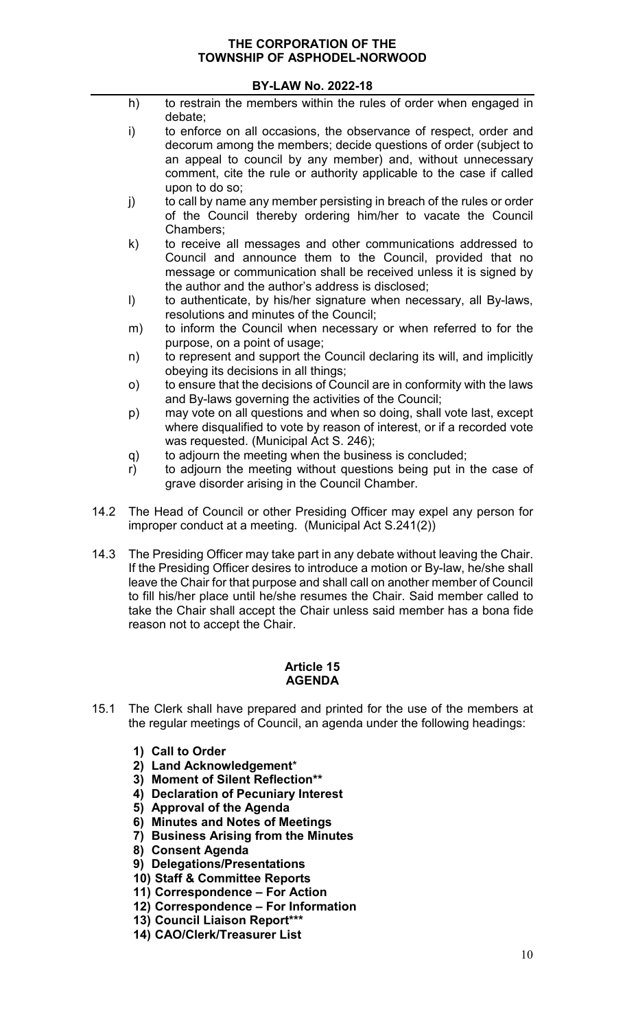h) to restrain the members within the rules of order when engaged in debate;

i) to enforce on all occasions, the observance of respect, order and decorum among the members; decide questions of order (subject to an appeal to council by any member) and, without unnecessary comment, cite the rule or authority applicable to the case if called upon to do so;

j) to call by name any member persisting in breach of the rules or order of the Council thereby ordering him/her to vacate the Council Chambers;

k) to receive all messages and other communications addressed to Council and announce them to the Council, provided that no message or communication shall be received unless it is signed by the author and the author's address is disclosed;

l) to authenticate, by his/her signature when necessary, all By-laws, resolutions and minutes of the Council;

m) to inform the Council when necessary or when referred to for the purpose, on a point of usage;

n) to represent and support the Council declaring its will, and implicitly obeying its decisions in all things;

o) to ensure that the decisions of Council are in conformity with the laws and By-laws governing the activities of the Council;

p) may vote on all questions and when so doing, shall vote last, except where disqualified to vote by reason of interest, or if a recorded vote was requested. (Municipal Act S. 246);

q) to adjourn the meeting when the business is concluded;

r) to adjourn the meeting without questions being put in the case of grave disorder arising in the Council Chamber.

14.2 The Head of Council or other Presiding Officer may expel any person for improper conduct at a meeting. (Municipal Act S.241(2))

14.3 The Presiding Officer may take part in any debate without leaving the Chair. If the Presiding Officer desires to introduce a motion or By-law, he/she shall leave the Chair for that purpose and shall call on another member of Council to fill his/her place until he/she resumes the Chair. Said member called to take the Chair shall accept the Chair unless said member has a bona fide reason not to accept the Chair.

## Article 15
## AGENDA

15.1 The Clerk shall have prepared and printed for the use of the members at the regular meetings of Council, an agenda under the following headings:

**1) Call to Order**
**2) Land Acknowledgement***
**3) Moment of Silent Reflection****
**4) Declaration of Pecuniary Interest**
**5) Approval of the Agenda**
**6) Minutes and Notes of Meetings**
**7) Business Arising from the Minutes**
**8) Consent Agenda**
**9) Delegations/Presentations**
**10) Staff & Committee Reports**
**11) Correspondence – For Action**
**12) Correspondence – For Information**
**13) Council Liaison Report*****
**14) CAO/Clerk/Treasurer List**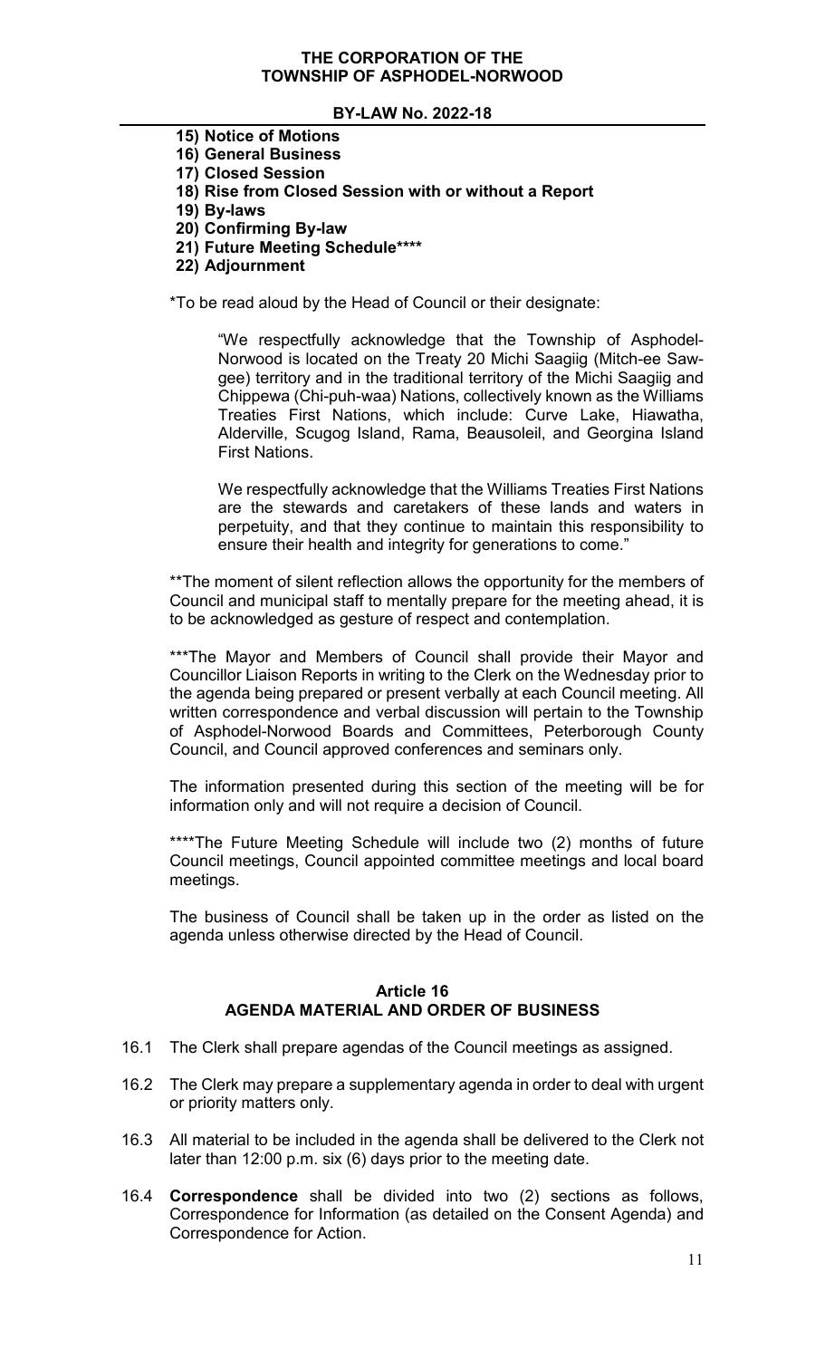**15) Notice of Motions**
**16) General Business**
**17) Closed Session**
**18) Rise from Closed Session with or without a Report**
**19) By-laws**
**20) Confirming By-law**
**21) Future Meeting Schedule******
**22) Adjournment**

*To be read aloud by the Head of Council or their designate:

> "We respectfully acknowledge that the Township of Asphodel-Norwood is located on the Treaty 20 Michi Saagiig (Mitch-ee Saw-gee) territory and in the traditional territory of the Michi Saagiig and Chippewa (Chi-puh-waa) Nations, collectively known as the Williams Treaties First Nations, which include: Curve Lake, Hiawatha, Alderville, Scugog Island, Rama, Beausoleil, and Georgina Island First Nations.
>
> We respectfully acknowledge that the Williams Treaties First Nations are the stewards and caretakers of these lands and waters in perpetuity, and that they continue to maintain this responsibility to ensure their health and integrity for generations to come."

**The moment of silent reflection allows the opportunity for the members of Council and municipal staff to mentally prepare for the meeting ahead, it is to be acknowledged as gesture of respect and contemplation.

***The Mayor and Members of Council shall provide their Mayor and Councillor Liaison Reports in writing to the Clerk on the Wednesday prior to the agenda being prepared or present verbally at each Council meeting. All written correspondence and verbal discussion will pertain to the Township of Asphodel-Norwood Boards and Committees, Peterborough County Council, and Council approved conferences and seminars only.

The information presented during this section of the meeting will be for information only and will not require a decision of Council.

****The Future Meeting Schedule will include two (2) months of future Council meetings, Council appointed committee meetings and local board meetings.

The business of Council shall be taken up in the order as listed on the agenda unless otherwise directed by the Head of Council.

## Article 16
## AGENDA MATERIAL AND ORDER OF BUSINESS

16.1 The Clerk shall prepare agendas of the Council meetings as assigned.

16.2 The Clerk may prepare a supplementary agenda in order to deal with urgent or priority matters only.

16.3 All material to be included in the agenda shall be delivered to the Clerk not later than 12:00 p.m. six (6) days prior to the meeting date.

16.4 **Correspondence** shall be divided into two (2) sections as follows, Correspondence for Information (as detailed on the Consent Agenda) and Correspondence for Action.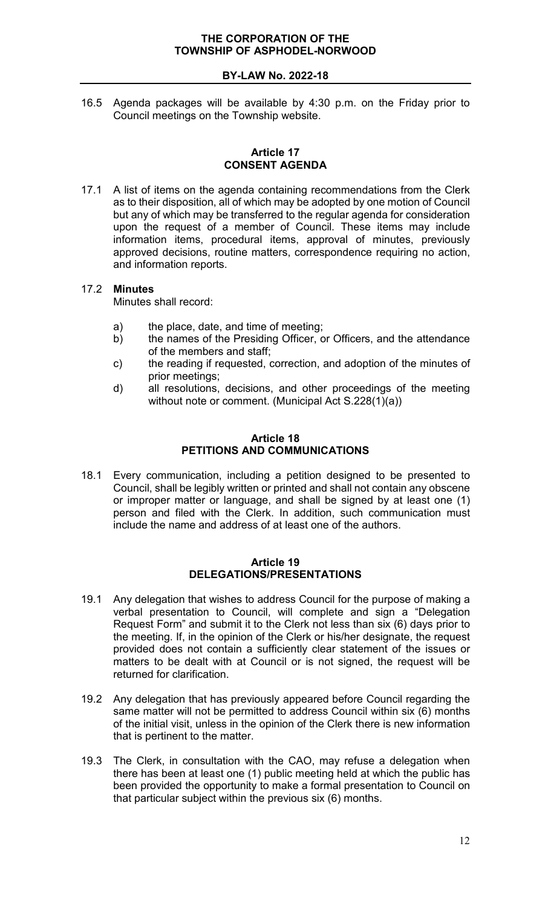16.5 Agenda packages will be available by 4:30 p.m. on the Friday prior to Council meetings on the Township website.

## Article 17
## CONSENT AGENDA

17.1 A list of items on the agenda containing recommendations from the Clerk as to their disposition, all of which may be adopted by one motion of Council but any of which may be transferred to the regular agenda for consideration upon the request of a member of Council. These items may include information items, procedural items, approval of minutes, previously approved decisions, routine matters, correspondence requiring no action, and information reports.

17.2 **Minutes**

Minutes shall record:

a) the place, date, and time of meeting;
b) the names of the Presiding Officer, or Officers, and the attendance of the members and staff;
c) the reading if requested, correction, and adoption of the minutes of prior meetings;
d) all resolutions, decisions, and other proceedings of the meeting without note or comment. (Municipal Act S.228(1)(a))

## Article 18
## PETITIONS AND COMMUNICATIONS

18.1 Every communication, including a petition designed to be presented to Council, shall be legibly written or printed and shall not contain any obscene or improper matter or language, and shall be signed by at least one (1) person and filed with the Clerk. In addition, such communication must include the name and address of at least one of the authors.

## Article 19
## DELEGATIONS/PRESENTATIONS

19.1 Any delegation that wishes to address Council for the purpose of making a verbal presentation to Council, will complete and sign a "Delegation Request Form" and submit it to the Clerk not less than six (6) days prior to the meeting. If, in the opinion of the Clerk or his/her designate, the request provided does not contain a sufficiently clear statement of the issues or matters to be dealt with at Council or is not signed, the request will be returned for clarification.

19.2 Any delegation that has previously appeared before Council regarding the same matter will not be permitted to address Council within six (6) months of the initial visit, unless in the opinion of the Clerk there is new information that is pertinent to the matter.

19.3 The Clerk, in consultation with the CAO, may refuse a delegation when there has been at least one (1) public meeting held at which the public has been provided the opportunity to make a formal presentation to Council on that particular subject within the previous six (6) months.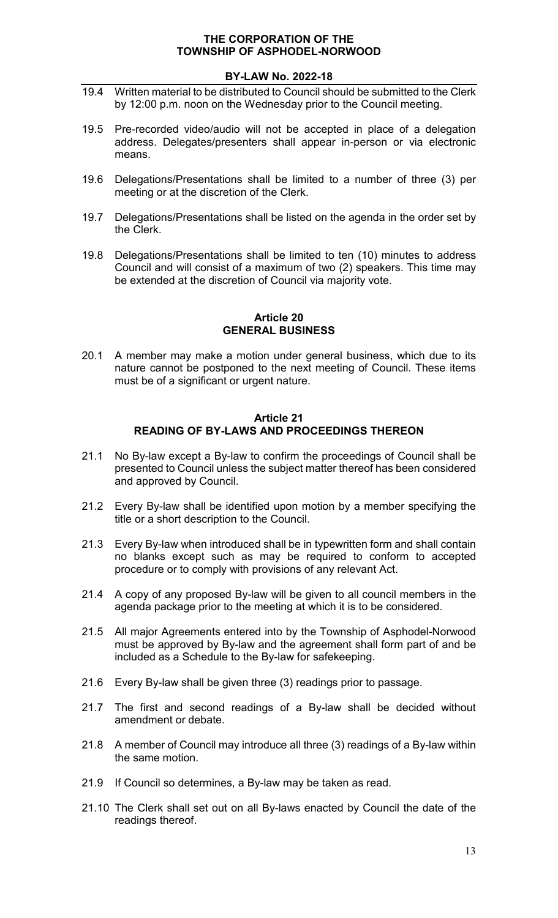19.4 Written material to be distributed to Council should be submitted to the Clerk by 12:00 p.m. noon on the Wednesday prior to the Council meeting.

19.5 Pre-recorded video/audio will not be accepted in place of a delegation address. Delegates/presenters shall appear in-person or via electronic means.

19.6 Delegations/Presentations shall be limited to a number of three (3) per meeting or at the discretion of the Clerk.

19.7 Delegations/Presentations shall be listed on the agenda in the order set by the Clerk.

19.8 Delegations/Presentations shall be limited to ten (10) minutes to address Council and will consist of a maximum of two (2) speakers. This time may be extended at the discretion of Council via majority vote.

## Article 20
## GENERAL BUSINESS

20.1 A member may make a motion under general business, which due to its nature cannot be postponed to the next meeting of Council. These items must be of a significant or urgent nature.

## Article 21
## READING OF BY-LAWS AND PROCEEDINGS THEREON

21.1 No By-law except a By-law to confirm the proceedings of Council shall be presented to Council unless the subject matter thereof has been considered and approved by Council.

21.2 Every By-law shall be identified upon motion by a member specifying the title or a short description to the Council.

21.3 Every By-law when introduced shall be in typewritten form and shall contain no blanks except such as may be required to conform to accepted procedure or to comply with provisions of any relevant Act.

21.4 A copy of any proposed By-law will be given to all council members in the agenda package prior to the meeting at which it is to be considered.

21.5 All major Agreements entered into by the Township of Asphodel-Norwood must be approved by By-law and the agreement shall form part of and be included as a Schedule to the By-law for safekeeping.

21.6 Every By-law shall be given three (3) readings prior to passage.

21.7 The first and second readings of a By-law shall be decided without amendment or debate.

21.8 A member of Council may introduce all three (3) readings of a By-law within the same motion.

21.9 If Council so determines, a By-law may be taken as read.

21.10 The Clerk shall set out on all By-laws enacted by Council the date of the readings thereof.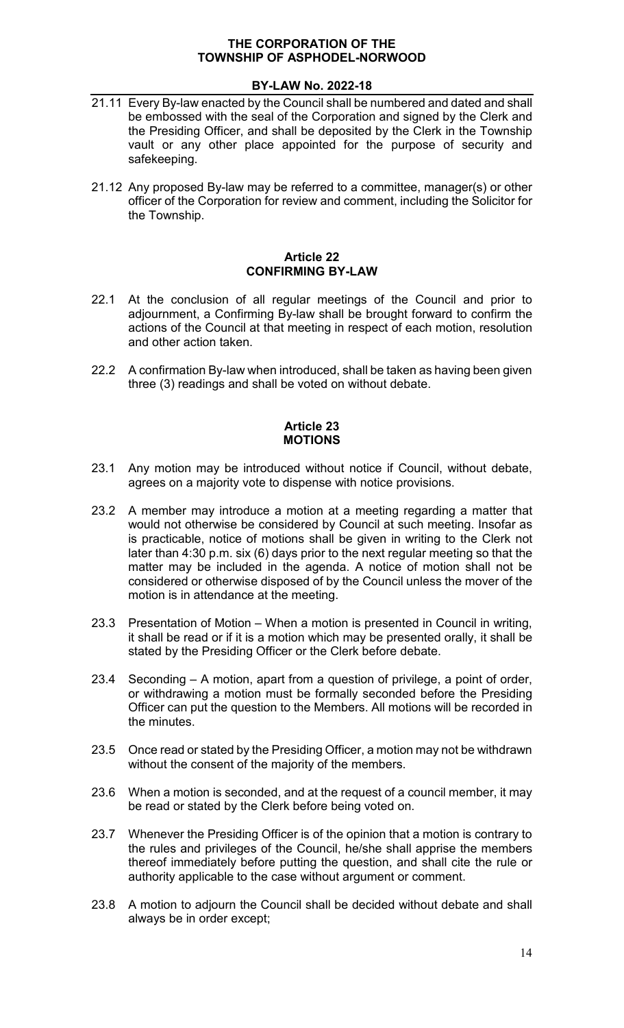21.11 Every By-law enacted by the Council shall be numbered and dated and shall be embossed with the seal of the Corporation and signed by the Clerk and the Presiding Officer, and shall be deposited by the Clerk in the Township vault or any other place appointed for the purpose of security and safekeeping.

21.12 Any proposed By-law may be referred to a committee, manager(s) or other officer of the Corporation for review and comment, including the Solicitor for the Township.

## Article 22
## CONFIRMING BY-LAW

22.1 At the conclusion of all regular meetings of the Council and prior to adjournment, a Confirming By-law shall be brought forward to confirm the actions of the Council at that meeting in respect of each motion, resolution and other action taken.

22.2 A confirmation By-law when introduced, shall be taken as having been given three (3) readings and shall be voted on without debate.

## Article 23
## MOTIONS

23.1 Any motion may be introduced without notice if Council, without debate, agrees on a majority vote to dispense with notice provisions.

23.2 A member may introduce a motion at a meeting regarding a matter that would not otherwise be considered by Council at such meeting. Insofar as is practicable, notice of motions shall be given in writing to the Clerk not later than 4:30 p.m. six (6) days prior to the next regular meeting so that the matter may be included in the agenda. A notice of motion shall not be considered or otherwise disposed of by the Council unless the mover of the motion is in attendance at the meeting.

23.3 Presentation of Motion – When a motion is presented in Council in writing, it shall be read or if it is a motion which may be presented orally, it shall be stated by the Presiding Officer or the Clerk before debate.

23.4 Seconding – A motion, apart from a question of privilege, a point of order, or withdrawing a motion must be formally seconded before the Presiding Officer can put the question to the Members. All motions will be recorded in the minutes.

23.5 Once read or stated by the Presiding Officer, a motion may not be withdrawn without the consent of the majority of the members.

23.6 When a motion is seconded, and at the request of a council member, it may be read or stated by the Clerk before being voted on.

23.7 Whenever the Presiding Officer is of the opinion that a motion is contrary to the rules and privileges of the Council, he/she shall apprise the members thereof immediately before putting the question, and shall cite the rule or authority applicable to the case without argument or comment.

23.8 A motion to adjourn the Council shall be decided without debate and shall always be in order except;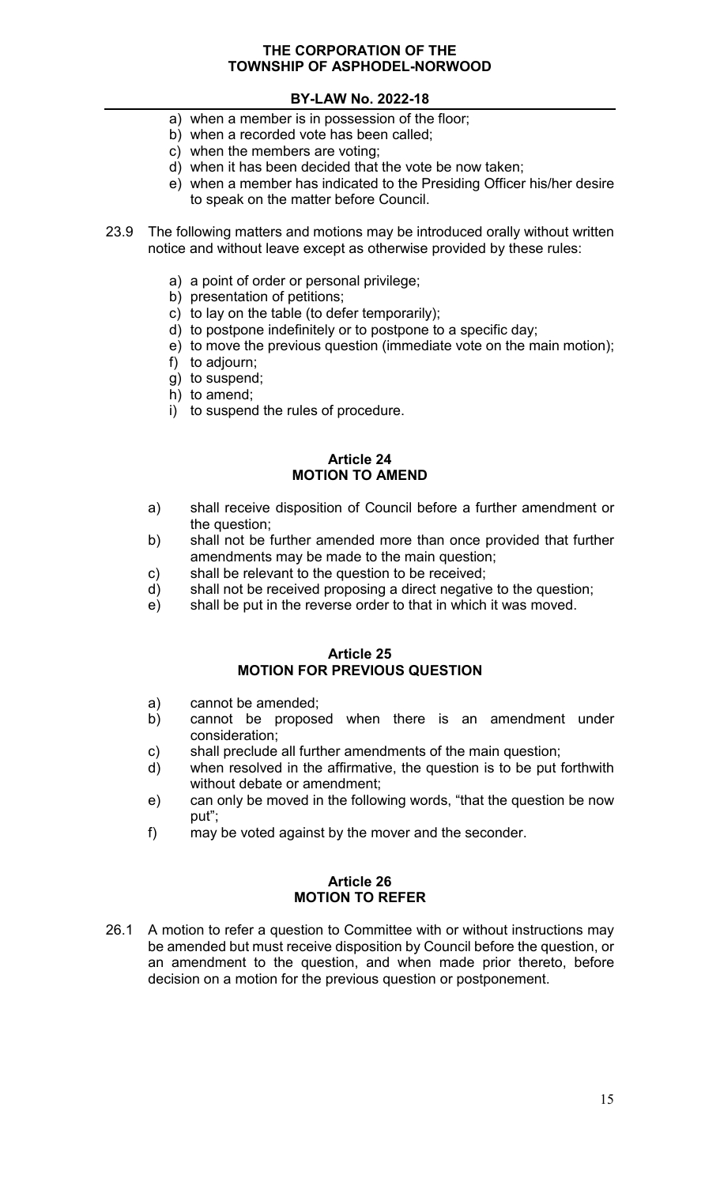a) when a member is in possession of the floor;
b) when a recorded vote has been called;
c) when the members are voting;
d) when it has been decided that the vote be now taken;
e) when a member has indicated to the Presiding Officer his/her desire to speak on the matter before Council.

23.9 The following matters and motions may be introduced orally without written notice and without leave except as otherwise provided by these rules:

a) a point of order or personal privilege;
b) presentation of petitions;
c) to lay on the table (to defer temporarily);
d) to postpone indefinitely or to postpone to a specific day;
e) to move the previous question (immediate vote on the main motion);
f) to adjourn;
g) to suspend;
h) to amend;
i) to suspend the rules of procedure.

## Article 24
## MOTION TO AMEND

a) shall receive disposition of Council before a further amendment or the question;
b) shall not be further amended more than once provided that further amendments may be made to the main question;
c) shall be relevant to the question to be received;
d) shall not be received proposing a direct negative to the question;
e) shall be put in the reverse order to that in which it was moved.

## Article 25
## MOTION FOR PREVIOUS QUESTION

a) cannot be amended;
b) cannot be proposed when there is an amendment under consideration;
c) shall preclude all further amendments of the main question;
d) when resolved in the affirmative, the question is to be put forthwith without debate or amendment;
e) can only be moved in the following words, "that the question be now put";
f) may be voted against by the mover and the seconder.

## Article 26
## MOTION TO REFER

26.1 A motion to refer a question to Committee with or without instructions may be amended but must receive disposition by Council before the question, or an amendment to the question, and when made prior thereto, before decision on a motion for the previous question or postponement.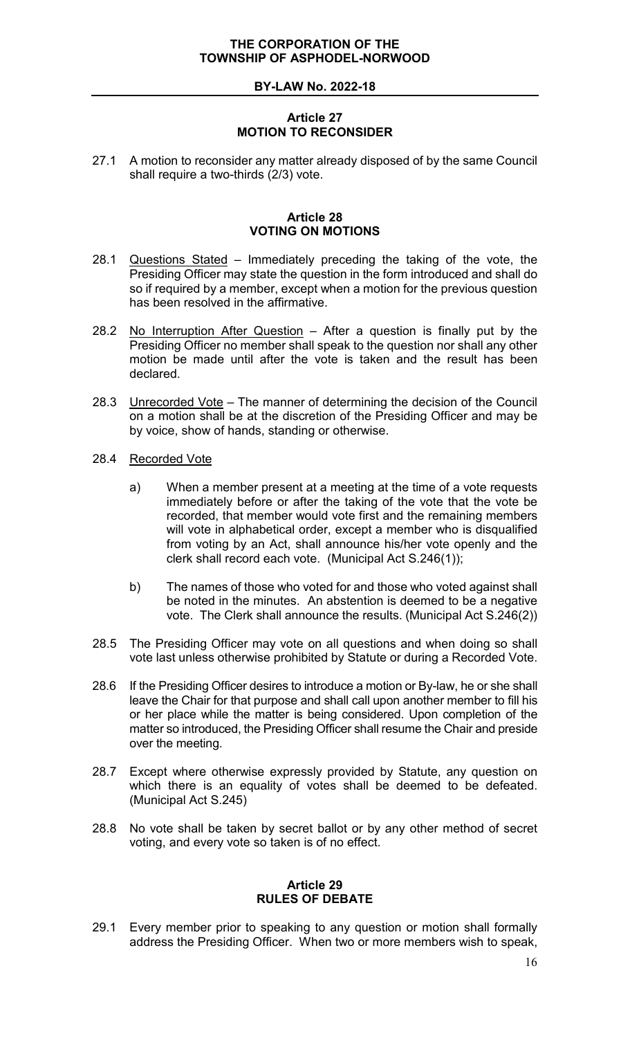### Article 27
### MOTION TO RECONSIDER

27.1 A motion to reconsider any matter already disposed of by the same Council shall require a two-thirds (2/3) vote.

### Article 28
### VOTING ON MOTIONS

28.1 Questions Stated – Immediately preceding the taking of the vote, the Presiding Officer may state the question in the form introduced and shall do so if required by a member, except when a motion for the previous question has been resolved in the affirmative.

28.2 No Interruption After Question – After a question is finally put by the Presiding Officer no member shall speak to the question nor shall any other motion be made until after the vote is taken and the result has been declared.

28.3 Unrecorded Vote – The manner of determining the decision of the Council on a motion shall be at the discretion of the Presiding Officer and may be by voice, show of hands, standing or otherwise.

28.4 Recorded Vote

a) When a member present at a meeting at the time of a vote requests immediately before or after the taking of the vote that the vote be recorded, that member would vote first and the remaining members will vote in alphabetical order, except a member who is disqualified from voting by an Act, shall announce his/her vote openly and the clerk shall record each vote. (Municipal Act S.246(1));

b) The names of those who voted for and those who voted against shall be noted in the minutes. An abstention is deemed to be a negative vote. The Clerk shall announce the results. (Municipal Act S.246(2))

28.5 The Presiding Officer may vote on all questions and when doing so shall vote last unless otherwise prohibited by Statute or during a Recorded Vote.

28.6 If the Presiding Officer desires to introduce a motion or By-law, he or she shall leave the Chair for that purpose and shall call upon another member to fill his or her place while the matter is being considered. Upon completion of the matter so introduced, the Presiding Officer shall resume the Chair and preside over the meeting.

28.7 Except where otherwise expressly provided by Statute, any question on which there is an equality of votes shall be deemed to be defeated. (Municipal Act S.245)

28.8 No vote shall be taken by secret ballot or by any other method of secret voting, and every vote so taken is of no effect.

### Article 29
### RULES OF DEBATE

29.1 Every member prior to speaking to any question or motion shall formally address the Presiding Officer. When two or more members wish to speak,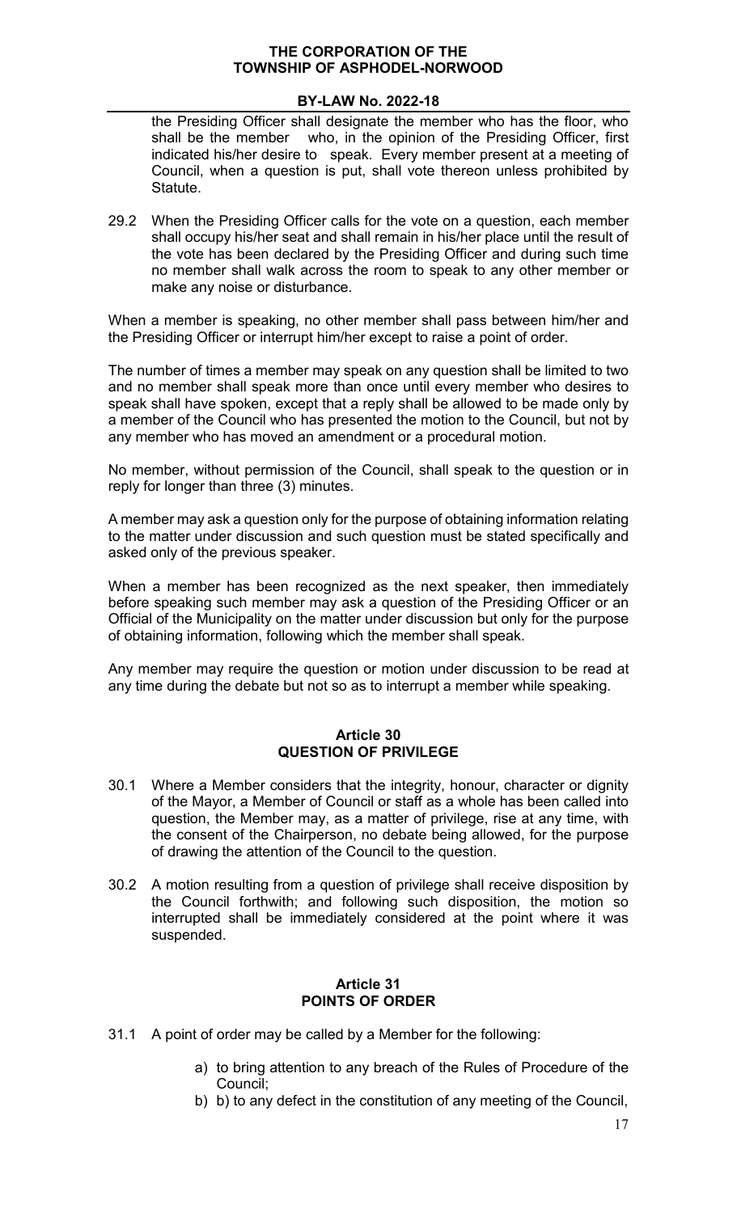the Presiding Officer shall designate the member who has the floor, who shall be the member who, in the opinion of the Presiding Officer, first indicated his/her desire to speak. Every member present at a meeting of Council, when a question is put, shall vote thereon unless prohibited by Statute.

29.2 When the Presiding Officer calls for the vote on a question, each member shall occupy his/her seat and shall remain in his/her place until the result of the vote has been declared by the Presiding Officer and during such time no member shall walk across the room to speak to any other member or make any noise or disturbance.

When a member is speaking, no other member shall pass between him/her and the Presiding Officer or interrupt him/her except to raise a point of order.

The number of times a member may speak on any question shall be limited to two and no member shall speak more than once until every member who desires to speak shall have spoken, except that a reply shall be allowed to be made only by a member of the Council who has presented the motion to the Council, but not by any member who has moved an amendment or a procedural motion.

No member, without permission of the Council, shall speak to the question or in reply for longer than three (3) minutes.

A member may ask a question only for the purpose of obtaining information relating to the matter under discussion and such question must be stated specifically and asked only of the previous speaker.

When a member has been recognized as the next speaker, then immediately before speaking such member may ask a question of the Presiding Officer or an Official of the Municipality on the matter under discussion but only for the purpose of obtaining information, following which the member shall speak.

Any member may require the question or motion under discussion to be read at any time during the debate but not so as to interrupt a member while speaking.

## Article 30
## QUESTION OF PRIVILEGE

30.1 Where a Member considers that the integrity, honour, character or dignity of the Mayor, a Member of Council or staff as a whole has been called into question, the Member may, as a matter of privilege, rise at any time, with the consent of the Chairperson, no debate being allowed, for the purpose of drawing the attention of the Council to the question.

30.2 A motion resulting from a question of privilege shall receive disposition by the Council forthwith; and following such disposition, the motion so interrupted shall be immediately considered at the point where it was suspended.

## Article 31
## POINTS OF ORDER

31.1 A point of order may be called by a Member for the following:

a) to bring attention to any breach of the Rules of Procedure of the Council;
b) b) to any defect in the constitution of any meeting of the Council,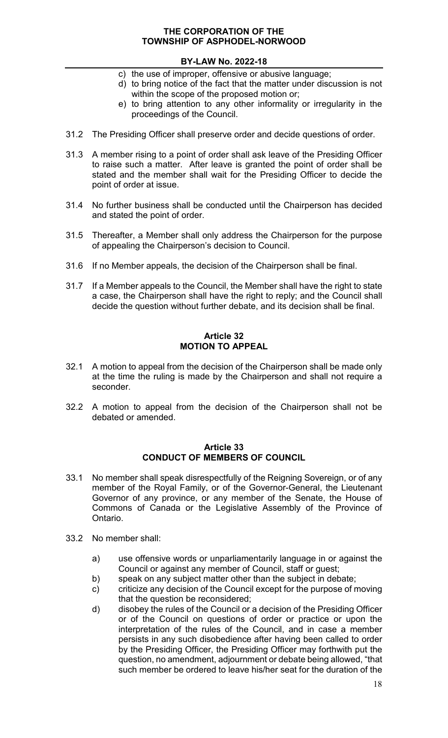c) the use of improper, offensive or abusive language;

d) to bring notice of the fact that the matter under discussion is not within the scope of the proposed motion or;

e) to bring attention to any other informality or irregularity in the proceedings of the Council.

31.2 The Presiding Officer shall preserve order and decide questions of order.

31.3 A member rising to a point of order shall ask leave of the Presiding Officer to raise such a matter. After leave is granted the point of order shall be stated and the member shall wait for the Presiding Officer to decide the point of order at issue.

31.4 No further business shall be conducted until the Chairperson has decided and stated the point of order.

31.5 Thereafter, a Member shall only address the Chairperson for the purpose of appealing the Chairperson's decision to Council.

31.6 If no Member appeals, the decision of the Chairperson shall be final.

31.7 If a Member appeals to the Council, the Member shall have the right to state a case, the Chairperson shall have the right to reply; and the Council shall decide the question without further debate, and its decision shall be final.

## Article 32
## MOTION TO APPEAL

32.1 A motion to appeal from the decision of the Chairperson shall be made only at the time the ruling is made by the Chairperson and shall not require a seconder.

32.2 A motion to appeal from the decision of the Chairperson shall not be debated or amended.

## Article 33
## CONDUCT OF MEMBERS OF COUNCIL

33.1 No member shall speak disrespectfully of the Reigning Sovereign, or of any member of the Royal Family, or of the Governor-General, the Lieutenant Governor of any province, or any member of the Senate, the House of Commons of Canada or the Legislative Assembly of the Province of Ontario.

33.2 No member shall:

a) use offensive words or unparliamentarily language in or against the Council or against any member of Council, staff or guest;

b) speak on any subject matter other than the subject in debate;

c) criticize any decision of the Council except for the purpose of moving that the question be reconsidered;

d) disobey the rules of the Council or a decision of the Presiding Officer or of the Council on questions of order or practice or upon the interpretation of the rules of the Council, and in case a member persists in any such disobedience after having been called to order by the Presiding Officer, the Presiding Officer may forthwith put the question, no amendment, adjournment or debate being allowed, "that such member be ordered to leave his/her seat for the duration of the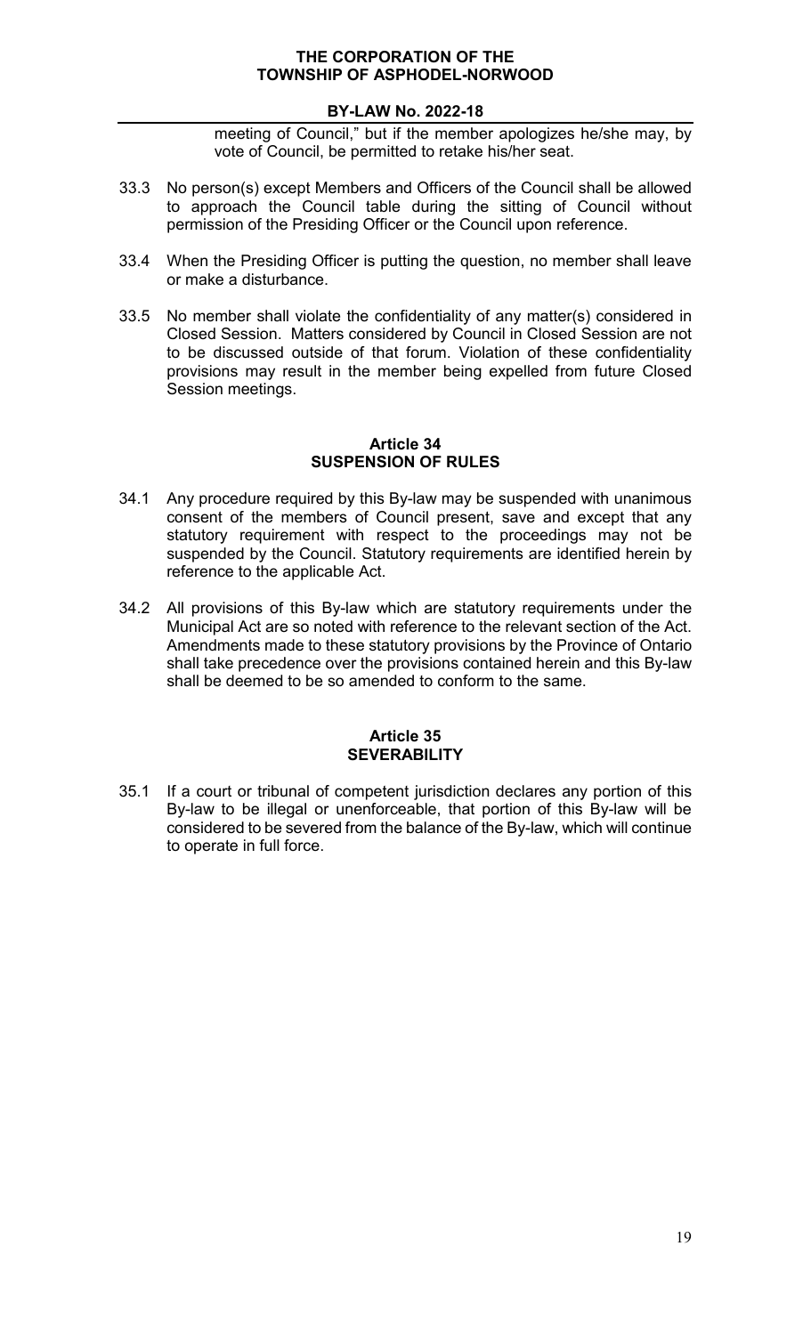meeting of Council," but if the member apologizes he/she may, by vote of Council, be permitted to retake his/her seat.

33.3 No person(s) except Members and Officers of the Council shall be allowed to approach the Council table during the sitting of Council without permission of the Presiding Officer or the Council upon reference.

33.4 When the Presiding Officer is putting the question, no member shall leave or make a disturbance.

33.5 No member shall violate the confidentiality of any matter(s) considered in Closed Session. Matters considered by Council in Closed Session are not to be discussed outside of that forum. Violation of these confidentiality provisions may result in the member being expelled from future Closed Session meetings.

## Article 34
## SUSPENSION OF RULES

34.1 Any procedure required by this By-law may be suspended with unanimous consent of the members of Council present, save and except that any statutory requirement with respect to the proceedings may not be suspended by the Council. Statutory requirements are identified herein by reference to the applicable Act.

34.2 All provisions of this By-law which are statutory requirements under the Municipal Act are so noted with reference to the relevant section of the Act. Amendments made to these statutory provisions by the Province of Ontario shall take precedence over the provisions contained herein and this By-law shall be deemed to be so amended to conform to the same.

## Article 35
## SEVERABILITY

35.1 If a court or tribunal of competent jurisdiction declares any portion of this By-law to be illegal or unenforceable, that portion of this By-law will be considered to be severed from the balance of the By-law, which will continue to operate in full force.